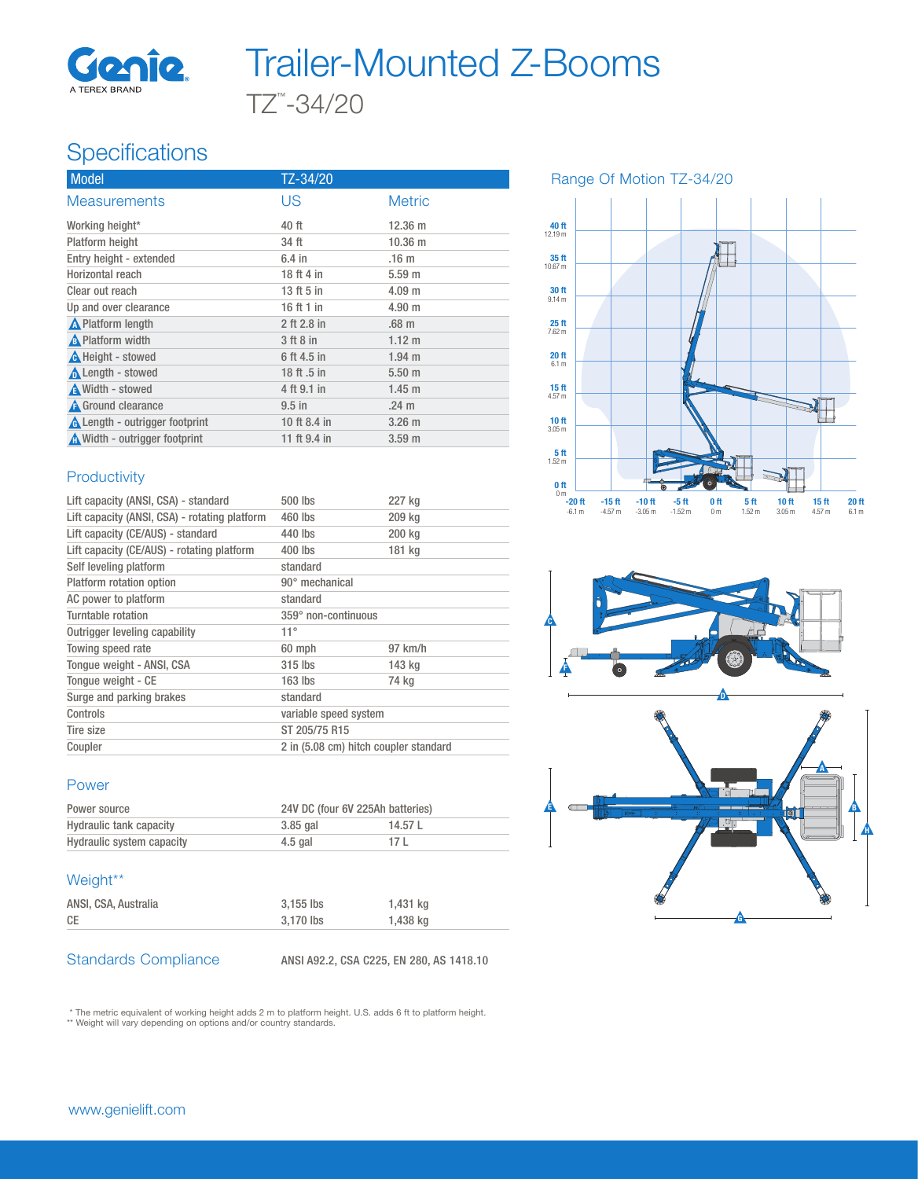# Trailer-Mounted Z-Booms

## TZ™-34/20

## Specifications

| Model | TZ-34/20 | |
|---|---|---|
| Measurements | US | Metric |
| Working height* | 40 ft | 12.36 m |
| Platform height | 34 ft | 10.36 m |
| Entry height - extended | 6.4 in | .16 m |
| Horizontal reach | 18 ft 4 in | 5.59 m |
| Clear out reach | 13 ft 5 in | 4.09 m |
| Up and over clearance | 16 ft 1 in | 4.90 m |
| A Platform length | 2 ft 2.8 in | .68 m |
| B Platform width | 3 ft 8 in | 1.12 m |
| C Height - stowed | 6 ft 4.5 in | 1.94 m |
| D Length - stowed | 18 ft .5 in | 5.50 m |
| E Width - stowed | 4 ft 9.1 in | 1.45 m |
| F Ground clearance | 9.5 in | .24 m |
| G Length - outrigger footprint | 10 ft 8.4 in | 3.26 m |
| H Width - outrigger footprint | 11 ft 9.4 in | 3.59 m |

### Productivity

| | | |
|---|---|---|
| Lift capacity (ANSI, CSA) - standard | 500 lbs | 227 kg |
| Lift capacity (ANSI, CSA) - rotating platform | 460 lbs | 209 kg |
| Lift capacity (CE/AUS) - standard | 440 lbs | 200 kg |
| Lift capacity (CE/AUS) - rotating platform | 400 lbs | 181 kg |
| Self leveling platform | standard | |
| Platform rotation option | 90° mechanical | |
| AC power to platform | standard | |
| Turntable rotation | 359° non-continuous | |
| Outrigger leveling capability | 11° | |
| Towing speed rate | 60 mph | 97 km/h |
| Tongue weight - ANSI, CSA | 315 lbs | 143 kg |
| Tongue weight - CE | 163 lbs | 74 kg |
| Surge and parking brakes | standard | |
| Controls | variable speed system | |
| Tire size | ST 205/75 R15 | |
| Coupler | 2 in (5.08 cm) hitch coupler standard | |

### Power

| | | |
|---|---|---|
| Power source | 24V DC (four 6V 225Ah batteries) | |
| Hydraulic tank capacity | 3.85 gal | 14.57 L |
| Hydraulic system capacity | 4.5 gal | 17 L |

### Weight**

| | | |
|---|---|---|
| ANSI, CSA, Australia | 3,155 lbs | 1,431 kg |
| CE | 3,170 lbs | 1,438 kg |

### Standards Compliance

ANSI A92.2, CSA C225, EN 280, AS 1418.10

### Range Of Motion TZ-34/20

\* The metric equivalent of working height adds 2 m to platform height. U.S. adds 6 ft to platform height.
\*\* Weight will vary depending on options and/or country standards.

www.genielift.com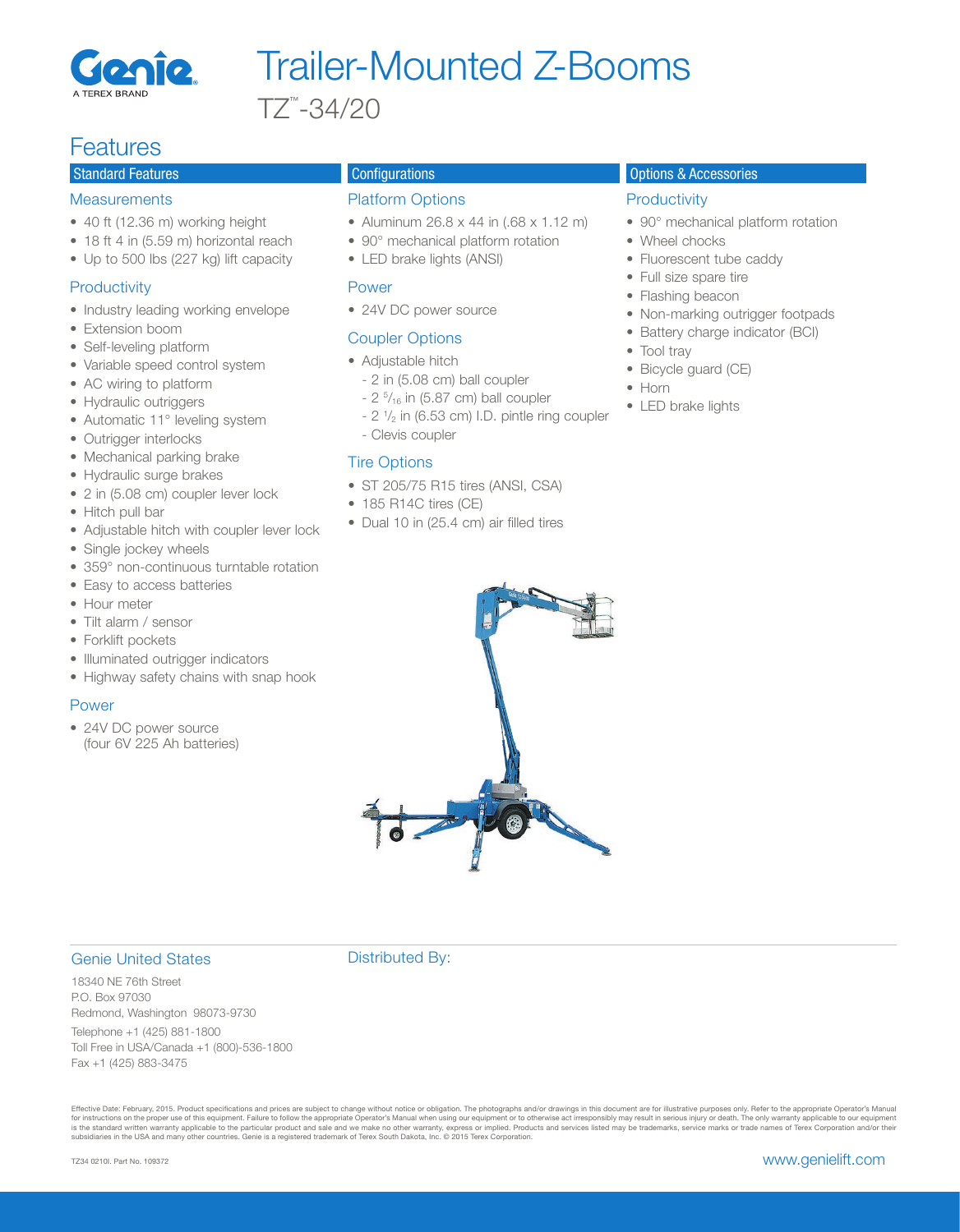# Trailer-Mounted Z-Booms

TZ™-34/20

## Features

### Standard Features

#### Measurements

- 40 ft (12.36 m) working height
- 18 ft 4 in (5.59 m) horizontal reach
- Up to 500 lbs (227 kg) lift capacity

#### Productivity

- Industry leading working envelope
- Extension boom
- Self-leveling platform
- Variable speed control system
- AC wiring to platform
- Hydraulic outriggers
- Automatic 11° leveling system
- Outrigger interlocks
- Mechanical parking brake
- Hydraulic surge brakes
- 2 in (5.08 cm) coupler lever lock
- Hitch pull bar
- Adjustable hitch with coupler lever lock
- Single jockey wheels
- 359° non-continuous turntable rotation
- Easy to access batteries
- Hour meter
- Tilt alarm / sensor
- Forklift pockets
- Illuminated outrigger indicators
- Highway safety chains with snap hook

#### Power

- 24V DC power source (four 6V 225 Ah batteries)

### Configurations

#### Platform Options

- Aluminum 26.8 x 44 in (.68 x 1.12 m)
- 90° mechanical platform rotation
- LED brake lights (ANSI)

#### Power

- 24V DC power source

#### Coupler Options

- Adjustable hitch
  - 2 in (5.08 cm) ball coupler
  - 2 5/16 in (5.87 cm) ball coupler
  - 2 1/2 in (6.53 cm) I.D. pintle ring coupler
  - Clevis coupler

#### Tire Options

- ST 205/75 R15 tires (ANSI, CSA)
- 185 R14C tires (CE)
- Dual 10 in (25.4 cm) air filled tires

### Options & Accessories

#### Productivity

- 90° mechanical platform rotation
- Wheel chocks
- Fluorescent tube caddy
- Full size spare tire
- Flashing beacon
- Non-marking outrigger footpads
- Battery charge indicator (BCI)
- Tool tray
- Bicycle guard (CE)
- Horn
- LED brake lights

#### Genie United States

18340 NE 76th Street
P.O. Box 97030
Redmond, Washington 98073-9730
Telephone +1 (425) 881-1800
Toll Free in USA/Canada +1 (800)-536-1800
Fax +1 (425) 883-3475

Distributed By:

Effective Date: February, 2015. Product specifications and prices are subject to change without notice or obligation. The photographs and/or drawings in this document are for illustrative purposes only. Refer to the appropriate Operator's Manual for instructions on the proper use of this equipment. Failure to follow the appropriate Operator's Manual when using our equipment or to otherwise act irresponsibly may result in serious injury or death. The only warranty applicable to our equipment is the standard written warranty applicable to the particular product and sale and we make no other warranty, express or implied. Products and services listed may be trademarks, service marks or trade names of Terex Corporation and/or their subsidiaries in the USA and many other countries. Genie is a registered trademark of Terex South Dakota, Inc. © 2015 Terex Corporation.

TZ34 0210I. Part No. 109372

www.genielift.com